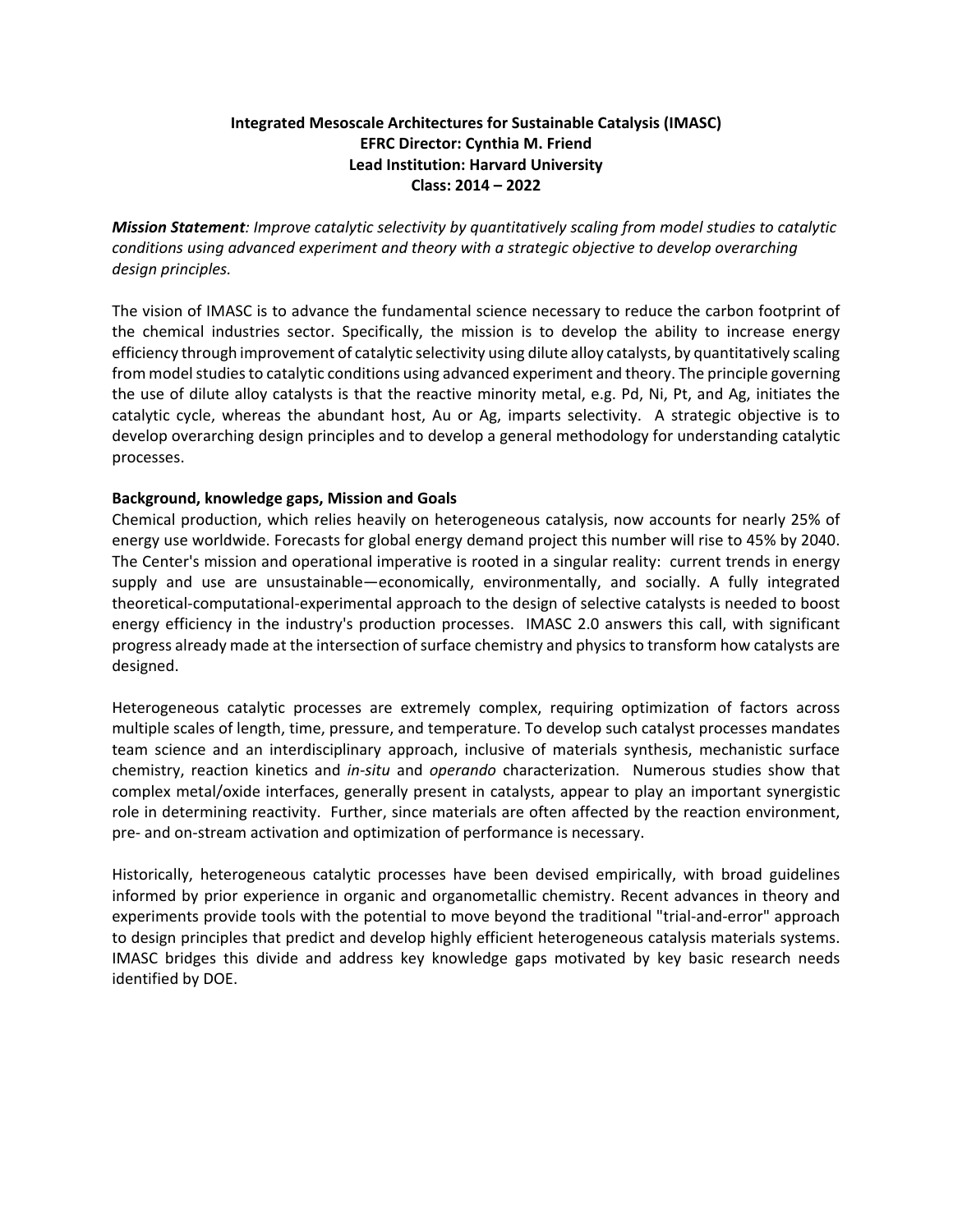**Integrated Mesoscale Architectures for Sustainable Catalysis (IMASC)**
**EFRC Director: Cynthia M. Friend**
**Lead Institution: Harvard University**
**Class: 2014 – 2022**

***Mission Statement****: Improve catalytic selectivity by quantitatively scaling from model studies to catalytic conditions using advanced experiment and theory with a strategic objective to develop overarching design principles.*

The vision of IMASC is to advance the fundamental science necessary to reduce the carbon footprint of the chemical industries sector. Specifically, the mission is to develop the ability to increase energy efficiency through improvement of catalytic selectivity using dilute alloy catalysts, by quantitatively scaling from model studies to catalytic conditions using advanced experiment and theory. The principle governing the use of dilute alloy catalysts is that the reactive minority metal, e.g. Pd, Ni, Pt, and Ag, initiates the catalytic cycle, whereas the abundant host, Au or Ag, imparts selectivity. A strategic objective is to develop overarching design principles and to develop a general methodology for understanding catalytic processes.

**Background, knowledge gaps, Mission and Goals**

Chemical production, which relies heavily on heterogeneous catalysis, now accounts for nearly 25% of energy use worldwide. Forecasts for global energy demand project this number will rise to 45% by 2040. The Center's mission and operational imperative is rooted in a singular reality: current trends in energy supply and use are unsustainable—economically, environmentally, and socially. A fully integrated theoretical-computational-experimental approach to the design of selective catalysts is needed to boost energy efficiency in the industry's production processes. IMASC 2.0 answers this call, with significant progress already made at the intersection of surface chemistry and physics to transform how catalysts are designed.

Heterogeneous catalytic processes are extremely complex, requiring optimization of factors across multiple scales of length, time, pressure, and temperature. To develop such catalyst processes mandates team science and an interdisciplinary approach, inclusive of materials synthesis, mechanistic surface chemistry, reaction kinetics and *in-situ* and *operando* characterization. Numerous studies show that complex metal/oxide interfaces, generally present in catalysts, appear to play an important synergistic role in determining reactivity. Further, since materials are often affected by the reaction environment, pre- and on-stream activation and optimization of performance is necessary.

Historically, heterogeneous catalytic processes have been devised empirically, with broad guidelines informed by prior experience in organic and organometallic chemistry. Recent advances in theory and experiments provide tools with the potential to move beyond the traditional "trial-and-error" approach to design principles that predict and develop highly efficient heterogeneous catalysis materials systems. IMASC bridges this divide and address key knowledge gaps motivated by key basic research needs identified by DOE.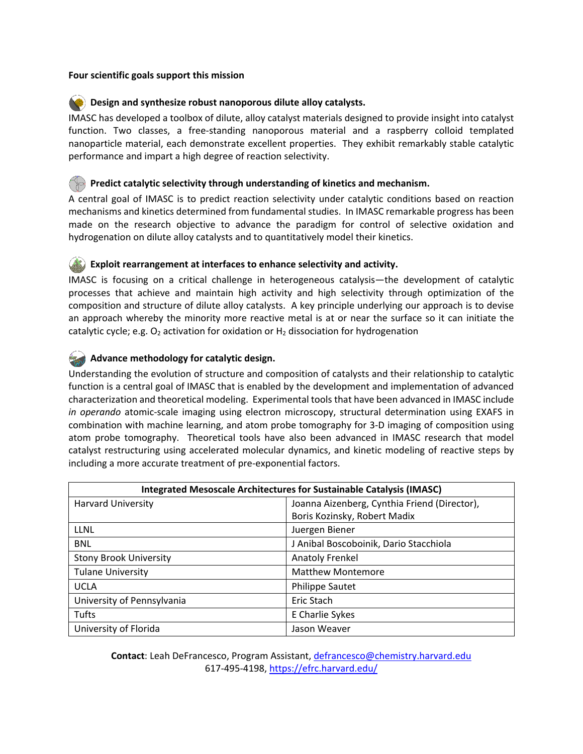**Four scientific goals support this mission**

**Design and synthesize robust nanoporous dilute alloy catalysts.**

IMASC has developed a toolbox of dilute, alloy catalyst materials designed to provide insight into catalyst function. Two classes, a free-standing nanoporous material and a raspberry colloid templated nanoparticle material, each demonstrate excellent properties. They exhibit remarkably stable catalytic performance and impart a high degree of reaction selectivity.

**Predict catalytic selectivity through understanding of kinetics and mechanism.**

A central goal of IMASC is to predict reaction selectivity under catalytic conditions based on reaction mechanisms and kinetics determined from fundamental studies. In IMASC remarkable progress has been made on the research objective to advance the paradigm for control of selective oxidation and hydrogenation on dilute alloy catalysts and to quantitatively model their kinetics.

**Exploit rearrangement at interfaces to enhance selectivity and activity.**

IMASC is focusing on a critical challenge in heterogeneous catalysis—the development of catalytic processes that achieve and maintain high activity and high selectivity through optimization of the composition and structure of dilute alloy catalysts. A key principle underlying our approach is to devise an approach whereby the minority more reactive metal is at or near the surface so it can initiate the catalytic cycle; e.g. $O_2$ activation for oxidation or $H_2$ dissociation for hydrogenation

**Advance methodology for catalytic design.**

Understanding the evolution of structure and composition of catalysts and their relationship to catalytic function is a central goal of IMASC that is enabled by the development and implementation of advanced characterization and theoretical modeling. Experimental tools that have been advanced in IMASC include *in operando* atomic-scale imaging using electron microscopy, structural determination using EXAFS in combination with machine learning, and atom probe tomography for 3-D imaging of composition using atom probe tomography. Theoretical tools have also been advanced in IMASC research that model catalyst restructuring using accelerated molecular dynamics, and kinetic modeling of reactive steps by including a more accurate treatment of pre-exponential factors.

| **Integrated Mesoscale Architectures for Sustainable Catalysis (IMASC)** | |
|---|---|
| Harvard University | Joanna Aizenberg, Cynthia Friend (Director), Boris Kozinsky, Robert Madix |
| LLNL | Juergen Biener |
| BNL | J Anibal Boscoboinik, Dario Stacchiola |
| Stony Brook University | Anatoly Frenkel |
| Tulane University | Matthew Montemore |
| UCLA | Philippe Sautet |
| University of Pennsylvania | Eric Stach |
| Tufts | E Charlie Sykes |
| University of Florida | Jason Weaver |

**Contact**: Leah DeFrancesco, Program Assistant, defrancesco@chemistry.harvard.edu
617-495-4198, https://efrc.harvard.edu/